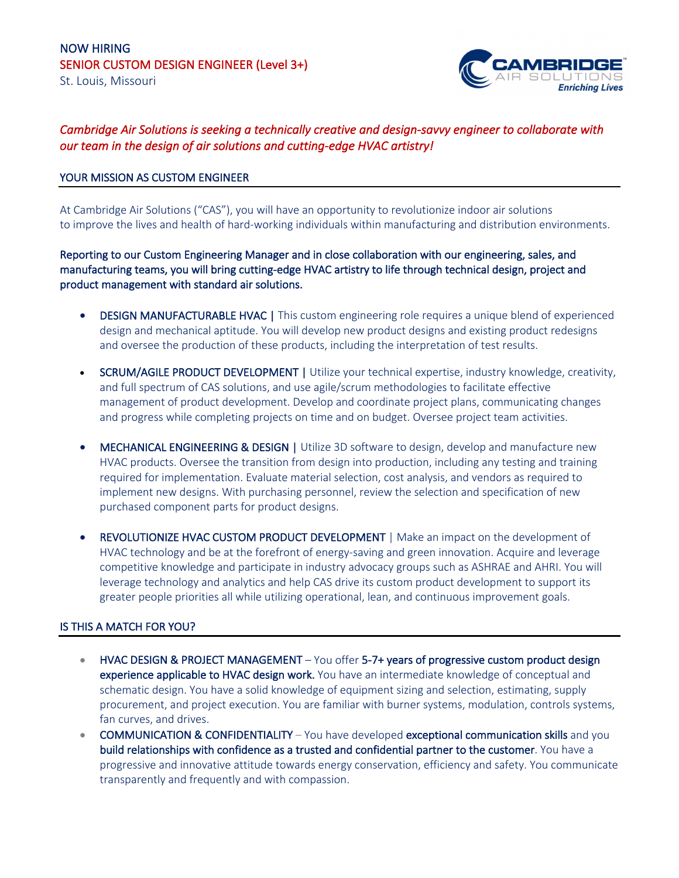NOW HIRING

# SENIOR CUSTOM DESIGN ENGINEER (Level 3+)

St. Louis, Missouri

CAMBRIDGE AIR SOLUTIONS
*Enriching Lives*

*Cambridge Air Solutions is seeking a technically creative and design-savvy engineer to collaborate with our team in the design of air solutions and cutting-edge HVAC artistry!*

## YOUR MISSION AS CUSTOM ENGINEER

At Cambridge Air Solutions ("CAS"), you will have an opportunity to revolutionize indoor air solutions to improve the lives and health of hard-working individuals within manufacturing and distribution environments.

**Reporting to our Custom Engineering Manager and in close collaboration with our engineering, sales, and manufacturing teams, you will bring cutting-edge HVAC artistry to life through technical design, project and product management with standard air solutions.**

- **DESIGN MANUFACTURABLE HVAC |** This custom engineering role requires a unique blend of experienced design and mechanical aptitude. You will develop new product designs and existing product redesigns and oversee the production of these products, including the interpretation of test results.
- **SCRUM/AGILE PRODUCT DEVELOPMENT |** Utilize your technical expertise, industry knowledge, creativity, and full spectrum of CAS solutions, and use agile/scrum methodologies to facilitate effective management of product development. Develop and coordinate project plans, communicating changes and progress while completing projects on time and on budget. Oversee project team activities.
- **MECHANICAL ENGINEERING & DESIGN |** Utilize 3D software to design, develop and manufacture new HVAC products. Oversee the transition from design into production, including any testing and training required for implementation. Evaluate material selection, cost analysis, and vendors as required to implement new designs. With purchasing personnel, review the selection and specification of new purchased component parts for product designs.
- **REVOLUTIONIZE HVAC CUSTOM PRODUCT DEVELOPMENT** | Make an impact on the development of HVAC technology and be at the forefront of energy-saving and green innovation. Acquire and leverage competitive knowledge and participate in industry advocacy groups such as ASHRAE and AHRI. You will leverage technology and analytics and help CAS drive its custom product development to support its greater people priorities all while utilizing operational, lean, and continuous improvement goals.

## IS THIS A MATCH FOR YOU?

- **HVAC DESIGN & PROJECT MANAGEMENT** – You offer **5-7+ years of progressive custom product design experience applicable to HVAC design work.** You have an intermediate knowledge of conceptual and schematic design. You have a solid knowledge of equipment sizing and selection, estimating, supply procurement, and project execution. You are familiar with burner systems, modulation, controls systems, fan curves, and drives.
- **COMMUNICATION & CONFIDENTIALITY** – You have developed **exceptional communication skills** and you **build relationships with confidence as a trusted and confidential partner to the customer**. You have a progressive and innovative attitude towards energy conservation, efficiency and safety. You communicate transparently and frequently and with compassion.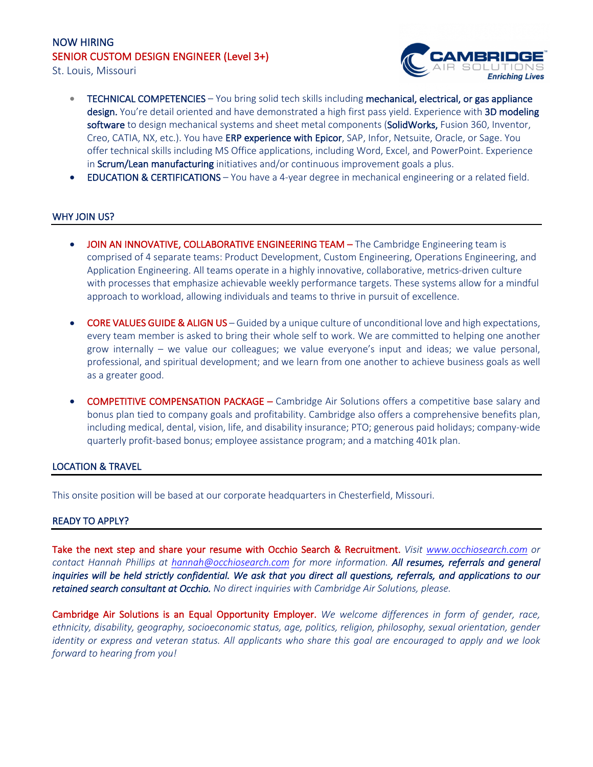NOW HIRING
SENIOR CUSTOM DESIGN ENGINEER (Level 3+)
St. Louis, Missouri

- **TECHNICAL COMPETENCIES** – You bring solid tech skills including **mechanical, electrical, or gas appliance design.** You're detail oriented and have demonstrated a high first pass yield. Experience with **3D modeling software** to design mechanical systems and sheet metal components (**SolidWorks,** Fusion 360, Inventor, Creo, CATIA, NX, etc.). You have **ERP experience with Epicor**, SAP, Infor, Netsuite, Oracle, or Sage. You offer technical skills including MS Office applications, including Word, Excel, and PowerPoint. Experience in **Scrum/Lean manufacturing** initiatives and/or continuous improvement goals a plus.
- **EDUCATION & CERTIFICATIONS** – You have a 4-year degree in mechanical engineering or a related field.

## WHY JOIN US?

- **JOIN AN INNOVATIVE, COLLABORATIVE ENGINEERING TEAM** – The Cambridge Engineering team is comprised of 4 separate teams: Product Development, Custom Engineering, Operations Engineering, and Application Engineering. All teams operate in a highly innovative, collaborative, metrics-driven culture with processes that emphasize achievable weekly performance targets. These systems allow for a mindful approach to workload, allowing individuals and teams to thrive in pursuit of excellence.

- **CORE VALUES GUIDE & ALIGN US** – Guided by a unique culture of unconditional love and high expectations, every team member is asked to bring their whole self to work. We are committed to helping one another grow internally – we value our colleagues; we value everyone's input and ideas; we value personal, professional, and spiritual development; and we learn from one another to achieve business goals as well as a greater good.

- **COMPETITIVE COMPENSATION PACKAGE** – Cambridge Air Solutions offers a competitive base salary and bonus plan tied to company goals and profitability. Cambridge also offers a comprehensive benefits plan, including medical, dental, vision, life, and disability insurance; PTO; generous paid holidays; company-wide quarterly profit-based bonus; employee assistance program; and a matching 401k plan.

## LOCATION & TRAVEL

This onsite position will be based at our corporate headquarters in Chesterfield, Missouri.

## READY TO APPLY?

**Take the next step and share your resume with Occhio Search & Recruitment.** *Visit www.occhiosearch.com or contact Hannah Phillips at hannah@occhiosearch.com for more information.* ***All resumes, referrals and general inquiries will be held strictly confidential. We ask that you direct all questions, referrals, and applications to our retained search consultant at Occhio.*** *No direct inquiries with Cambridge Air Solutions, please.*

**Cambridge Air Solutions is an Equal Opportunity Employer.** *We welcome differences in form of gender, race, ethnicity, disability, geography, socioeconomic status, age, politics, religion, philosophy, sexual orientation, gender identity or express and veteran status. All applicants who share this goal are encouraged to apply and we look forward to hearing from you!*